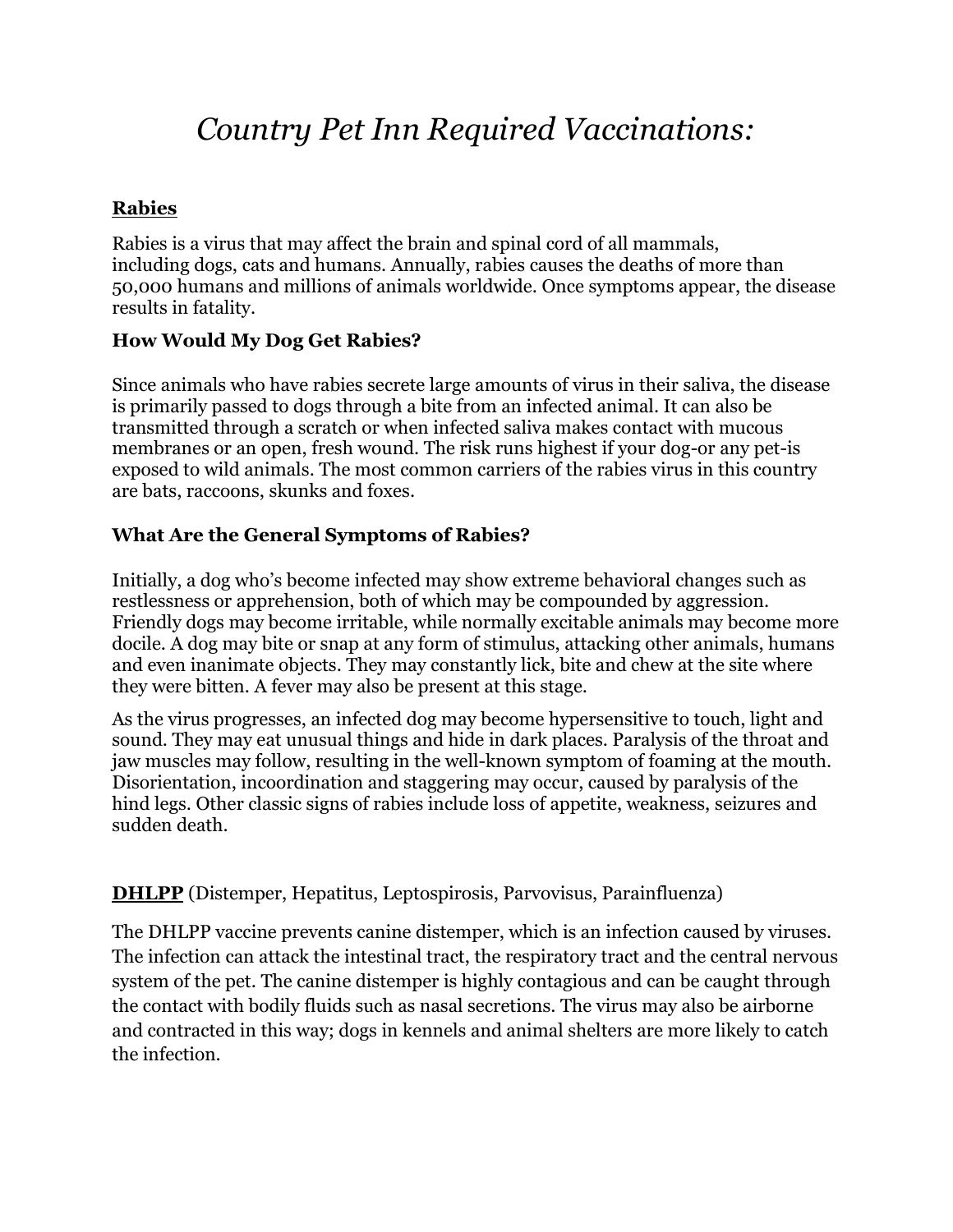# *Country Pet Inn Required Vaccinations:*

## Rabies

Rabies is a virus that may affect the brain and spinal cord of all mammals, including dogs, cats and humans. Annually, rabies causes the deaths of more than 50,000 humans and millions of animals worldwide. Once symptoms appear, the disease results in fatality.

### How Would My Dog Get Rabies?

Since animals who have rabies secrete large amounts of virus in their saliva, the disease is primarily passed to dogs through a bite from an infected animal. It can also be transmitted through a scratch or when infected saliva makes contact with mucous membranes or an open, fresh wound. The risk runs highest if your dog-or any pet-is exposed to wild animals. The most common carriers of the rabies virus in this country are bats, raccoons, skunks and foxes.

### What Are the General Symptoms of Rabies?

Initially, a dog who's become infected may show extreme behavioral changes such as restlessness or apprehension, both of which may be compounded by aggression. Friendly dogs may become irritable, while normally excitable animals may become more docile. A dog may bite or snap at any form of stimulus, attacking other animals, humans and even inanimate objects. They may constantly lick, bite and chew at the site where they were bitten. A fever may also be present at this stage.

As the virus progresses, an infected dog may become hypersensitive to touch, light and sound. They may eat unusual things and hide in dark places. Paralysis of the throat and jaw muscles may follow, resulting in the well-known symptom of foaming at the mouth. Disorientation, incoordination and staggering may occur, caused by paralysis of the hind legs. Other classic signs of rabies include loss of appetite, weakness, seizures and sudden death.

## DHLPP (Distemper, Hepatitus, Leptospirosis, Parvovisus, Parainfluenza)

The DHLPP vaccine prevents canine distemper, which is an infection caused by viruses. The infection can attack the intestinal tract, the respiratory tract and the central nervous system of the pet. The canine distemper is highly contagious and can be caught through the contact with bodily fluids such as nasal secretions. The virus may also be airborne and contracted in this way; dogs in kennels and animal shelters are more likely to catch the infection.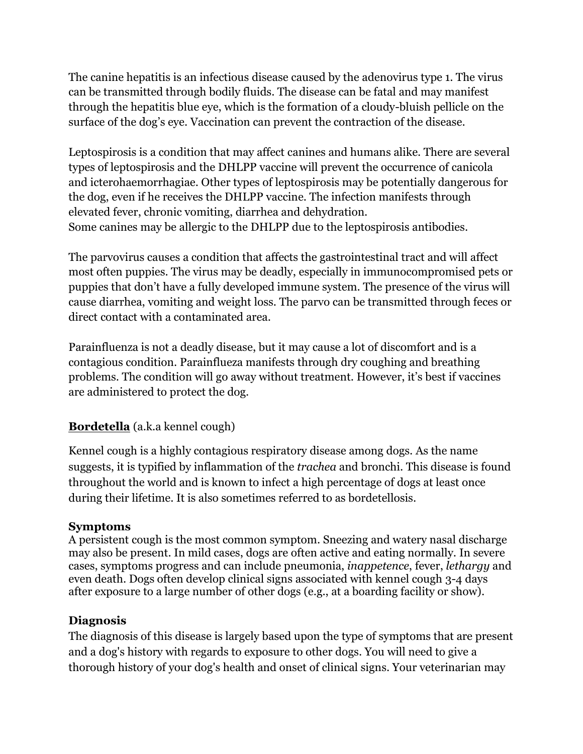The canine hepatitis is an infectious disease caused by the adenovirus type 1. The virus can be transmitted through bodily fluids. The disease can be fatal and may manifest through the hepatitis blue eye, which is the formation of a cloudy-bluish pellicle on the surface of the dog's eye. Vaccination can prevent the contraction of the disease.

Leptospirosis is a condition that may affect canines and humans alike. There are several types of leptospirosis and the DHLPP vaccine will prevent the occurrence of canicola and icterohaemorrhagiae. Other types of leptospirosis may be potentially dangerous for the dog, even if he receives the DHLPP vaccine. The infection manifests through elevated fever, chronic vomiting, diarrhea and dehydration.
Some canines may be allergic to the DHLPP due to the leptospirosis antibodies.

The parvovirus causes a condition that affects the gastrointestinal tract and will affect most often puppies. The virus may be deadly, especially in immunocompromised pets or puppies that don't have a fully developed immune system. The presence of the virus will cause diarrhea, vomiting and weight loss. The parvo can be transmitted through feces or direct contact with a contaminated area.

Parainfluenza is not a deadly disease, but it may cause a lot of discomfort and is a contagious condition. Parainflueza manifests through dry coughing and breathing problems. The condition will go away without treatment. However, it's best if vaccines are administered to protect the dog.

**Bordetella** (a.k.a kennel cough)

Kennel cough is a highly contagious respiratory disease among dogs. As the name suggests, it is typified by inflammation of the *trachea* and bronchi. This disease is found throughout the world and is known to infect a high percentage of dogs at least once during their lifetime. It is also sometimes referred to as bordetellosis.

**Symptoms**
A persistent cough is the most common symptom. Sneezing and watery nasal discharge may also be present. In mild cases, dogs are often active and eating normally. In severe cases, symptoms progress and can include pneumonia, *inappetence*, fever, *lethargy* and even death. Dogs often develop clinical signs associated with kennel cough 3-4 days after exposure to a large number of other dogs (e.g., at a boarding facility or show).

**Diagnosis**
The diagnosis of this disease is largely based upon the type of symptoms that are present and a dog's history with regards to exposure to other dogs. You will need to give a thorough history of your dog's health and onset of clinical signs. Your veterinarian may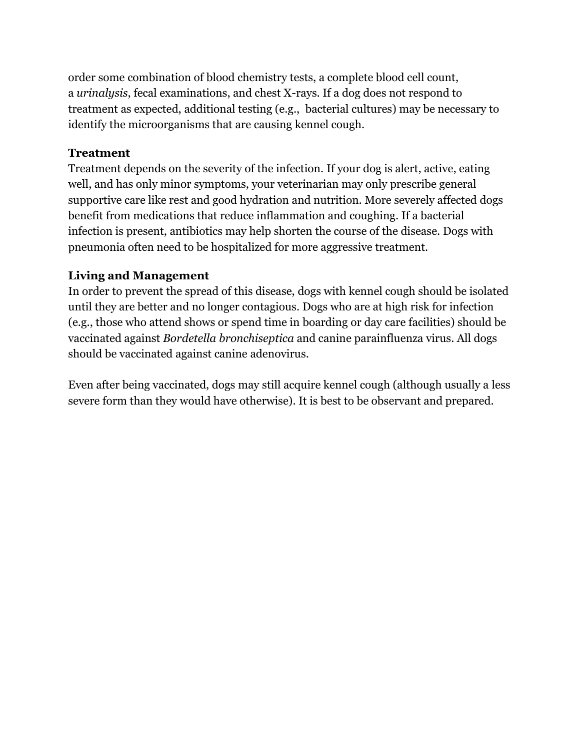order some combination of blood chemistry tests, a complete blood cell count, a *urinalysis*, fecal examinations, and chest X-rays. If a dog does not respond to treatment as expected, additional testing (e.g., bacterial cultures) may be necessary to identify the microorganisms that are causing kennel cough.

**Treatment**

Treatment depends on the severity of the infection. If your dog is alert, active, eating well, and has only minor symptoms, your veterinarian may only prescribe general supportive care like rest and good hydration and nutrition. More severely affected dogs benefit from medications that reduce inflammation and coughing. If a bacterial infection is present, antibiotics may help shorten the course of the disease. Dogs with pneumonia often need to be hospitalized for more aggressive treatment.

**Living and Management**

In order to prevent the spread of this disease, dogs with kennel cough should be isolated until they are better and no longer contagious. Dogs who are at high risk for infection (e.g., those who attend shows or spend time in boarding or day care facilities) should be vaccinated against *Bordetella bronchiseptica* and canine parainfluenza virus. All dogs should be vaccinated against canine adenovirus.

Even after being vaccinated, dogs may still acquire kennel cough (although usually a less severe form than they would have otherwise). It is best to be observant and prepared.